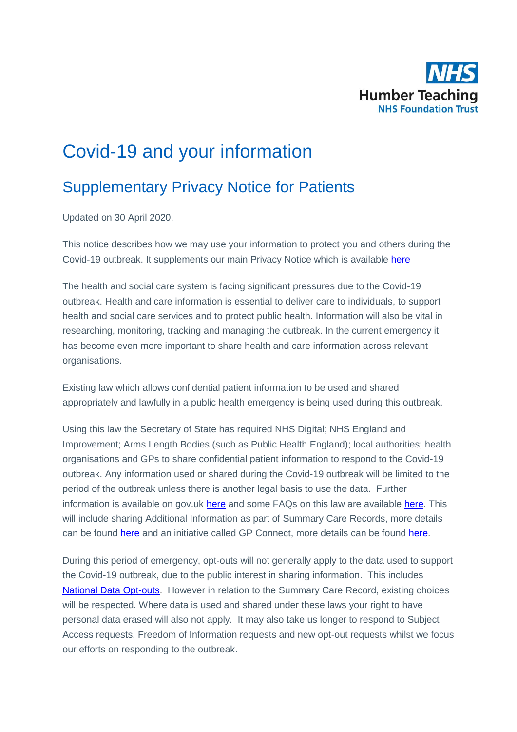NHS
Humber Teaching
NHS Foundation Trust

# Covid-19 and your information

## Supplementary Privacy Notice for Patients

Updated on 30 April 2020.

This notice describes how we may use your information to protect you and others during the Covid-19 outbreak. It supplements our main Privacy Notice which is available here

The health and social care system is facing significant pressures due to the Covid-19 outbreak. Health and care information is essential to deliver care to individuals, to support health and social care services and to protect public health. Information will also be vital in researching, monitoring, tracking and managing the outbreak. In the current emergency it has become even more important to share health and care information across relevant organisations.

Existing law which allows confidential patient information to be used and shared appropriately and lawfully in a public health emergency is being used during this outbreak.

Using this law the Secretary of State has required NHS Digital; NHS England and Improvement; Arms Length Bodies (such as Public Health England); local authorities; health organisations and GPs to share confidential patient information to respond to the Covid-19 outbreak. Any information used or shared during the Covid-19 outbreak will be limited to the period of the outbreak unless there is another legal basis to use the data. Further information is available on gov.uk here and some FAQs on this law are available here. This will include sharing Additional Information as part of Summary Care Records, more details can be found here and an initiative called GP Connect, more details can be found here.

During this period of emergency, opt-outs will not generally apply to the data used to support the Covid-19 outbreak, due to the public interest in sharing information. This includes National Data Opt-outs. However in relation to the Summary Care Record, existing choices will be respected. Where data is used and shared under these laws your right to have personal data erased will also not apply. It may also take us longer to respond to Subject Access requests, Freedom of Information requests and new opt-out requests whilst we focus our efforts on responding to the outbreak.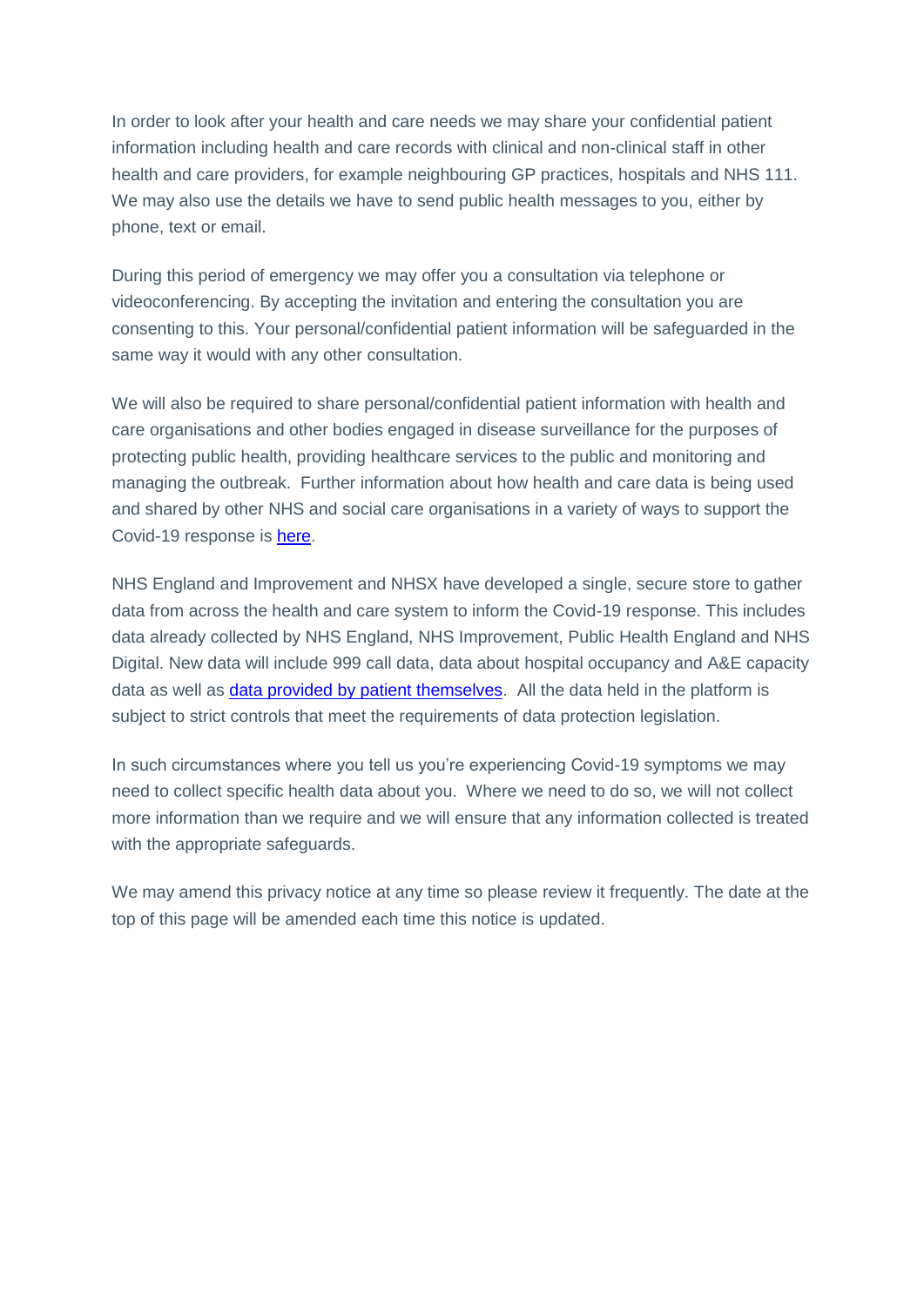In order to look after your health and care needs we may share your confidential patient information including health and care records with clinical and non-clinical staff in other health and care providers, for example neighbouring GP practices, hospitals and NHS 111. We may also use the details we have to send public health messages to you, either by phone, text or email.

During this period of emergency we may offer you a consultation via telephone or videoconferencing. By accepting the invitation and entering the consultation you are consenting to this. Your personal/confidential patient information will be safeguarded in the same way it would with any other consultation.

We will also be required to share personal/confidential patient information with health and care organisations and other bodies engaged in disease surveillance for the purposes of protecting public health, providing healthcare services to the public and monitoring and managing the outbreak. Further information about how health and care data is being used and shared by other NHS and social care organisations in a variety of ways to support the Covid-19 response is here.

NHS England and Improvement and NHSX have developed a single, secure store to gather data from across the health and care system to inform the Covid-19 response. This includes data already collected by NHS England, NHS Improvement, Public Health England and NHS Digital. New data will include 999 call data, data about hospital occupancy and A&E capacity data as well as data provided by patient themselves. All the data held in the platform is subject to strict controls that meet the requirements of data protection legislation.

In such circumstances where you tell us you're experiencing Covid-19 symptoms we may need to collect specific health data about you. Where we need to do so, we will not collect more information than we require and we will ensure that any information collected is treated with the appropriate safeguards.

We may amend this privacy notice at any time so please review it frequently. The date at the top of this page will be amended each time this notice is updated.